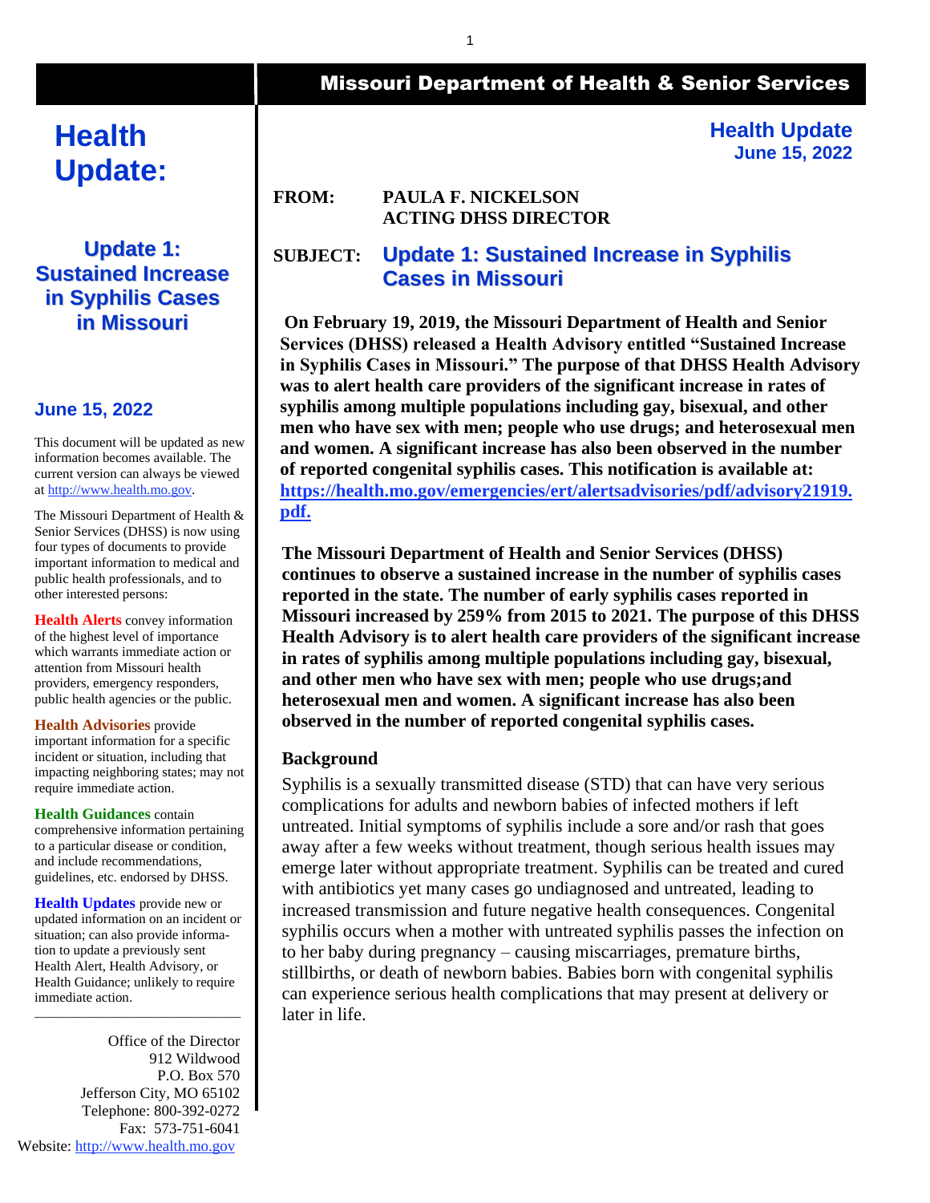**Missouri Department of Health & Senior Services**

# Health Update:

## Update 1: Sustained Increase in Syphilis Cases in Missouri

**June 15, 2022**

This document will be updated as new information becomes available. The current version can always be viewed at http://www.health.mo.gov.

The Missouri Department of Health & Senior Services (DHSS) is now using four types of documents to provide important information to medical and public health professionals, and to other interested persons:

**Health Alerts** convey information of the highest level of importance which warrants immediate action or attention from Missouri health providers, emergency responders, public health agencies or the public.

**Health Advisories** provide important information for a specific incident or situation, including that impacting neighboring states; may not require immediate action.

**Health Guidances** contain comprehensive information pertaining to a particular disease or condition, and include recommendations, guidelines, etc. endorsed by DHSS.

**Health Updates** provide new or updated information on an incident or situation; can also provide information to update a previously sent Health Alert, Health Advisory, or Health Guidance; unlikely to require immediate action.

---

Office of the Director
912 Wildwood
P.O. Box 570
Jefferson City, MO 65102
Telephone: 800-392-0272
Fax: 573-751-6041
Website: http://www.health.mo.gov

---

**Health Update**
**June 15, 2022**

**FROM:** **PAULA F. NICKELSON**
**ACTING DHSS DIRECTOR**

**SUBJECT:** **Update 1: Sustained Increase in Syphilis Cases in Missouri**

**On February 19, 2019, the Missouri Department of Health and Senior Services (DHSS) released a Health Advisory entitled "Sustained Increase in Syphilis Cases in Missouri." The purpose of that DHSS Health Advisory was to alert health care providers of the significant increase in rates of syphilis among multiple populations including gay, bisexual, and other men who have sex with men; people who use drugs; and heterosexual men and women. A significant increase has also been observed in the number of reported congenital syphilis cases. This notification is available at: https://health.mo.gov/emergencies/ert/alertsadvisories/pdf/advisory21919.pdf.**

**The Missouri Department of Health and Senior Services (DHSS) continues to observe a sustained increase in the number of syphilis cases reported in the state. The number of early syphilis cases reported in Missouri increased by 259% from 2015 to 2021. The purpose of this DHSS Health Advisory is to alert health care providers of the significant increase in rates of syphilis among multiple populations including gay, bisexual, and other men who have sex with men; people who use drugs;and heterosexual men and women. A significant increase has also been observed in the number of reported congenital syphilis cases.**

### Background

Syphilis is a sexually transmitted disease (STD) that can have very serious complications for adults and newborn babies of infected mothers if left untreated. Initial symptoms of syphilis include a sore and/or rash that goes away after a few weeks without treatment, though serious health issues may emerge later without appropriate treatment. Syphilis can be treated and cured with antibiotics yet many cases go undiagnosed and untreated, leading to increased transmission and future negative health consequences. Congenital syphilis occurs when a mother with untreated syphilis passes the infection on to her baby during pregnancy – causing miscarriages, premature births, stillbirths, or death of newborn babies. Babies born with congenital syphilis can experience serious health complications that may present at delivery or later in life.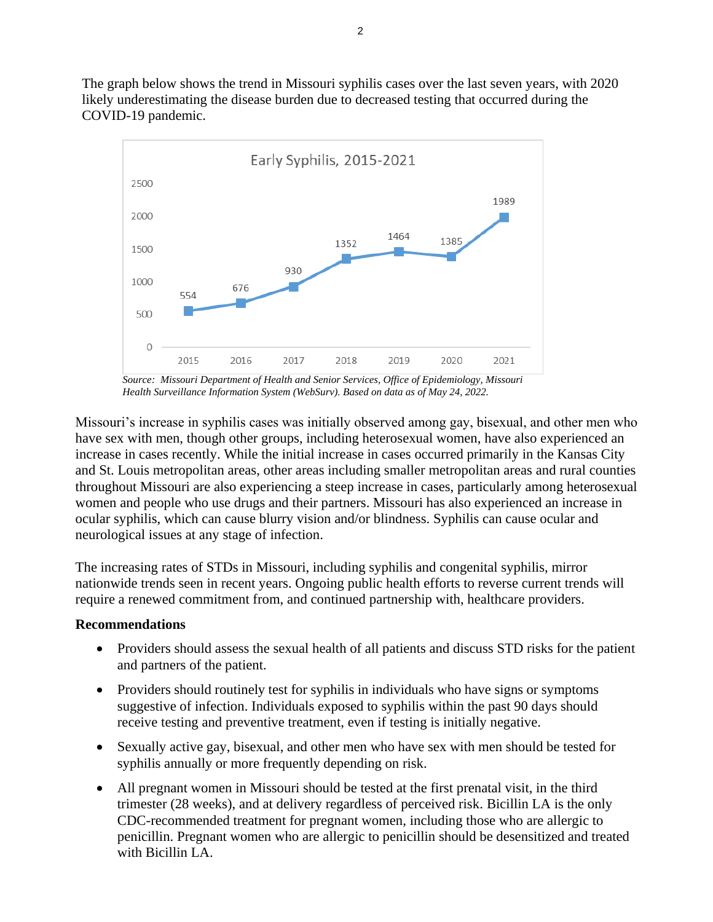The graph below shows the trend in Missouri syphilis cases over the last seven years, with 2020 likely underestimating the disease burden due to decreased testing that occurred during the COVID-19 pandemic.

**Early Syphilis, 2015-2021**

| Year | 2015 | 2016 | 2017 | 2018 | 2019 | 2020 | 2021 |
|---|---|---|---|---|---|---|---|
| Cases | 554 | 676 | 930 | 1352 | 1464 | 1385 | 1989 |

*Source: Missouri Department of Health and Senior Services, Office of Epidemiology, Missouri Health Surveillance Information System (WebSurv). Based on data as of May 24, 2022.*

Missouri's increase in syphilis cases was initially observed among gay, bisexual, and other men who have sex with men, though other groups, including heterosexual women, have also experienced an increase in cases recently. While the initial increase in cases occurred primarily in the Kansas City and St. Louis metropolitan areas, other areas including smaller metropolitan areas and rural counties throughout Missouri are also experiencing a steep increase in cases, particularly among heterosexual women and people who use drugs and their partners. Missouri has also experienced an increase in ocular syphilis, which can cause blurry vision and/or blindness. Syphilis can cause ocular and neurological issues at any stage of infection.

The increasing rates of STDs in Missouri, including syphilis and congenital syphilis, mirror nationwide trends seen in recent years. Ongoing public health efforts to reverse current trends will require a renewed commitment from, and continued partnership with, healthcare providers.

**Recommendations**

- Providers should assess the sexual health of all patients and discuss STD risks for the patient and partners of the patient.
- Providers should routinely test for syphilis in individuals who have signs or symptoms suggestive of infection. Individuals exposed to syphilis within the past 90 days should receive testing and preventive treatment, even if testing is initially negative.
- Sexually active gay, bisexual, and other men who have sex with men should be tested for syphilis annually or more frequently depending on risk.
- All pregnant women in Missouri should be tested at the first prenatal visit, in the third trimester (28 weeks), and at delivery regardless of perceived risk. Bicillin LA is the only CDC-recommended treatment for pregnant women, including those who are allergic to penicillin. Pregnant women who are allergic to penicillin should be desensitized and treated with Bicillin LA.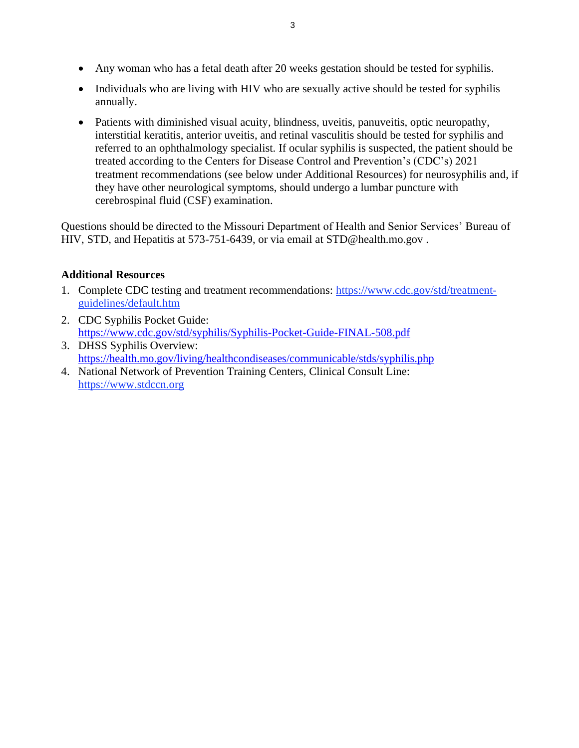- Any woman who has a fetal death after 20 weeks gestation should be tested for syphilis.
- Individuals who are living with HIV who are sexually active should be tested for syphilis annually.
- Patients with diminished visual acuity, blindness, uveitis, panuveitis, optic neuropathy, interstitial keratitis, anterior uveitis, and retinal vasculitis should be tested for syphilis and referred to an ophthalmology specialist. If ocular syphilis is suspected, the patient should be treated according to the Centers for Disease Control and Prevention's (CDC's) 2021 treatment recommendations (see below under Additional Resources) for neurosyphilis and, if they have other neurological symptoms, should undergo a lumbar puncture with cerebrospinal fluid (CSF) examination.

Questions should be directed to the Missouri Department of Health and Senior Services' Bureau of HIV, STD, and Hepatitis at 573-751-6439, or via email at STD@health.mo.gov .

**Additional Resources**

1. Complete CDC testing and treatment recommendations: https://www.cdc.gov/std/treatment-guidelines/default.htm
2. CDC Syphilis Pocket Guide: https://www.cdc.gov/std/syphilis/Syphilis-Pocket-Guide-FINAL-508.pdf
3. DHSS Syphilis Overview: https://health.mo.gov/living/healthcondiseases/communicable/stds/syphilis.php
4. National Network of Prevention Training Centers, Clinical Consult Line: https://www.stdccn.org